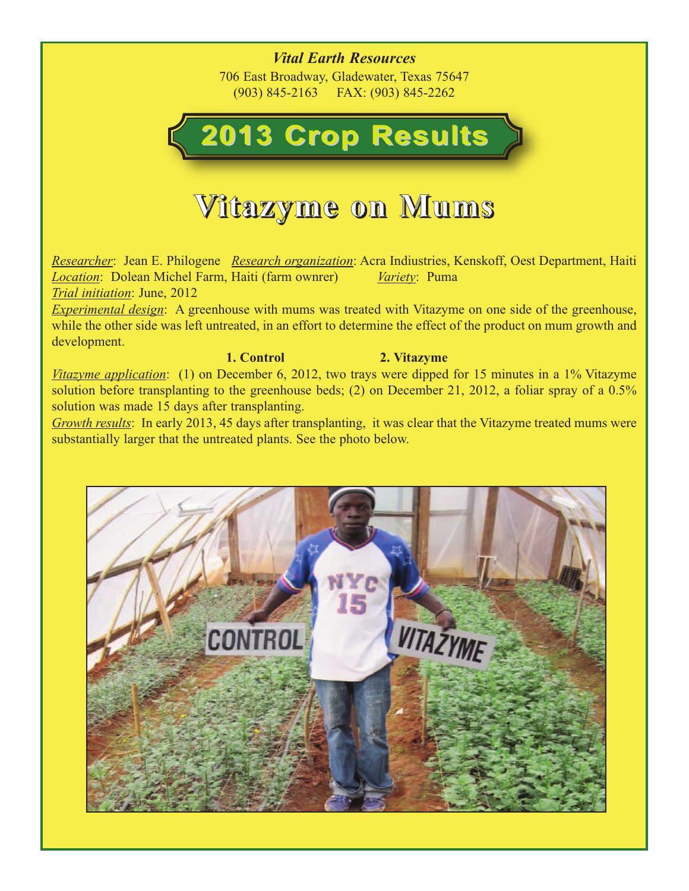*Vital Earth Resources*

706 East Broadway, Gladewater, Texas 75647
(903) 845-2163 FAX: (903) 845-2262

# 2013 Crop Results

# Vitazyme on Mums

*Researcher*: Jean E. Philogene *Research organization*: Acra Indiustries, Kenskoff, Oest Department, Haiti
*Location*: Dolean Michel Farm, Haiti (farm ownrer) *Variety*: Puma
*Trial initiation*: June, 2012
*Experimental design*: A greenhouse with mums was treated with Vitazyme on one side of the greenhouse, while the other side was left untreated, in an effort to determine the effect of the product on mum growth and development.

**1. Control** **2. Vitazyme**

*Vitazyme application*: (1) on December 6, 2012, two trays were dipped for 15 minutes in a 1% Vitazyme solution before transplanting to the greenhouse beds; (2) on December 21, 2012, a foliar spray of a 0.5% solution was made 15 days after transplanting.
*Growth results*: In early 2013, 45 days after transplanting, it was clear that the Vitazyme treated mums were substantially larger that the untreated plants. See the photo below.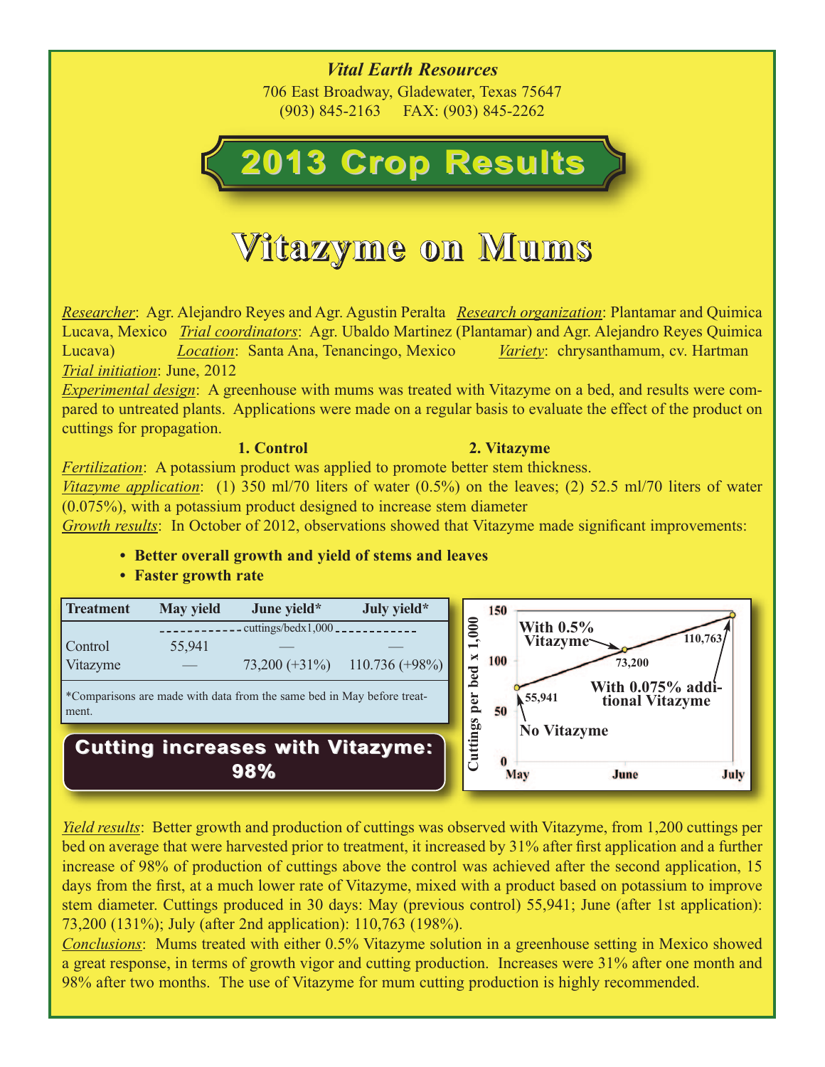*Vital Earth Resources*

706 East Broadway, Gladewater, Texas 75647
(903) 845-2163 FAX: (903) 845-2262

# 2013 Crop Results

# Vitazyme on Mums

*Researcher*: Agr. Alejandro Reyes and Agr. Agustin Peralta *Research organization*: Plantamar and Quimica Lucava, Mexico *Trial coordinators*: Agr. Ubaldo Martinez (Plantamar) and Agr. Alejandro Reyes Quimica Lucava) *Location*: Santa Ana, Tenancingo, Mexico *Variety*: chrysanthamum, cv. Hartman *Trial initiation*: June, 2012

*Experimental design*: A greenhouse with mums was treated with Vitazyme on a bed, and results were compared to untreated plants. Applications were made on a regular basis to evaluate the effect of the product on cuttings for propagation.

**1. Control** **2. Vitazyme**

*Fertilization*: A potassium product was applied to promote better stem thickness.

*Vitazyme application*: (1) 350 ml/70 liters of water (0.5%) on the leaves; (2) 52.5 ml/70 liters of water (0.075%), with a potassium product designed to increase stem diameter

*Growth results*: In October of 2012, observations showed that Vitazyme made significant improvements:

- **Better overall growth and yield of stems and leaves**
- **Faster growth rate**

| Treatment | May yield | June yield* | July yield* |
|---|---|---|---|
| | cuttings/bedx1,000 | | |
| Control | 55,941 | — | — |
| Vitazyme | — | 73,200 (+31%) | 110.736 (+98%) |

*Comparisons are made with data from the same bed in May before treatment.

**Cutting increases with Vitazyme: 98%**

Cuttings per bed x 1,000 — May: 55,941 (No Vitazyme); June: 73,200 (With 0.5% Vitazyme); July: 110,763 (With 0.075% additional Vitazyme)

*Yield results*: Better growth and production of cuttings was observed with Vitazyme, from 1,200 cuttings per bed on average that were harvested prior to treatment, it increased by 31% after first application and a further increase of 98% of production of cuttings above the control was achieved after the second application, 15 days from the first, at a much lower rate of Vitazyme, mixed with a product based on potassium to improve stem diameter. Cuttings produced in 30 days: May (previous control) 55,941; June (after 1st application): 73,200 (131%); July (after 2nd application): 110,763 (198%).

*Conclusions*: Mums treated with either 0.5% Vitazyme solution in a greenhouse setting in Mexico showed a great response, in terms of growth vigor and cutting production. Increases were 31% after one month and 98% after two months. The use of Vitazyme for mum cutting production is highly recommended.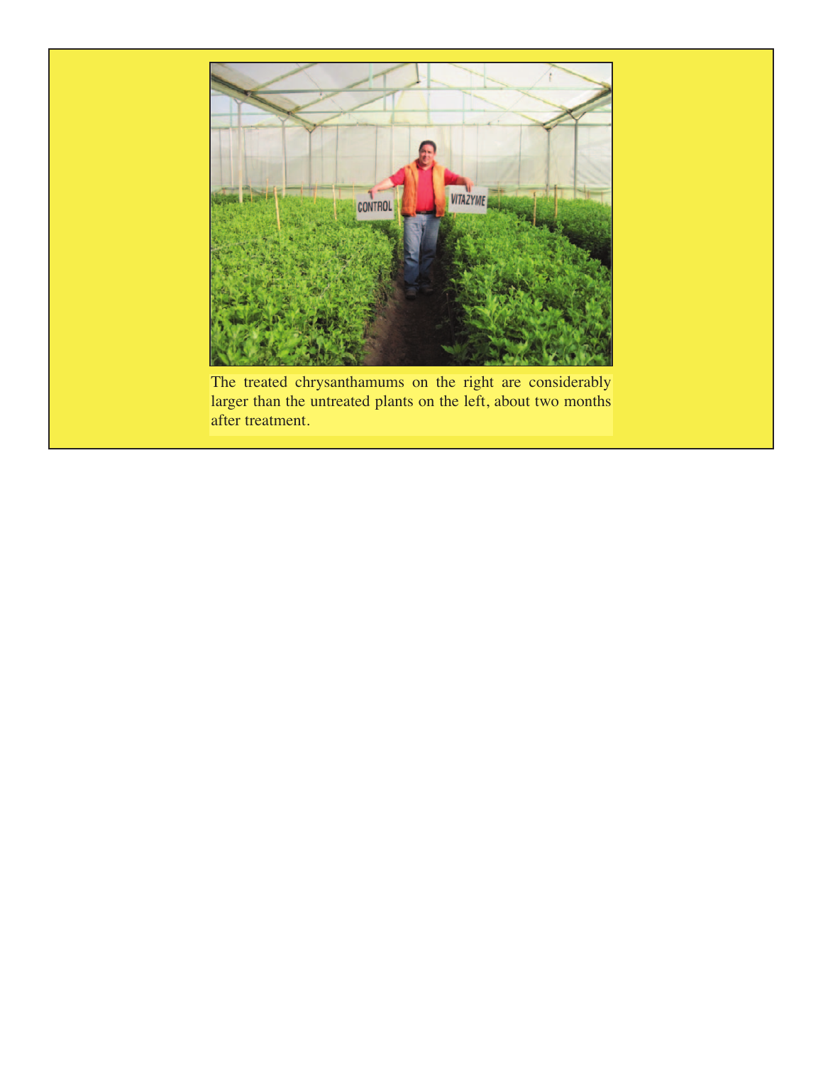The treated chrysanthamums on the right are considerably larger than the untreated plants on the left, about two months after treatment.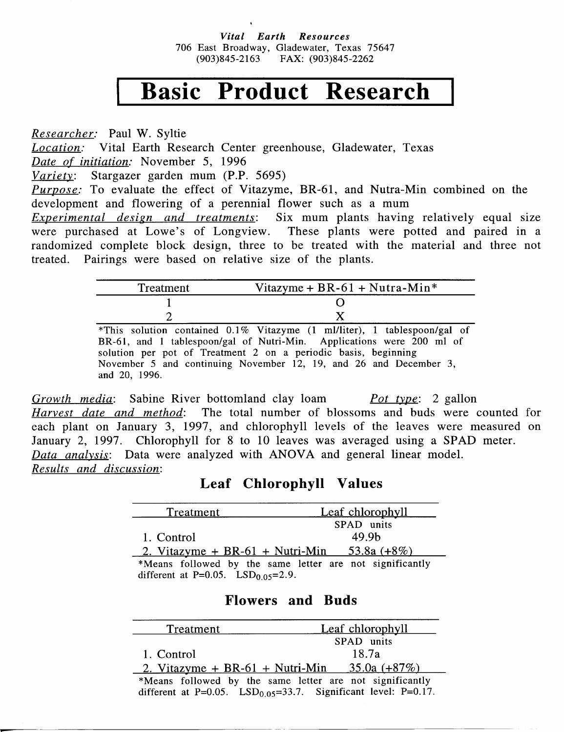*Vital Earth Resources*
706 East Broadway, Gladewater, Texas 75647
(903)845-2163 FAX: (903)845-2262

# Basic Product Research

*Researcher:* Paul W. Syltie
*Location:* Vital Earth Research Center greenhouse, Gladewater, Texas
*Date of initiation:* November 5, 1996
*Variety:* Stargazer garden mum (P.P. 5695)
*Purpose:* To evaluate the effect of Vitazyme, BR-61, and Nutra-Min combined on the development and flowering of a perennial flower such as a mum
*Experimental design and treatments*: Six mum plants having relatively equal size were purchased at Lowe's of Longview. These plants were potted and paired in a randomized complete block design, three to be treated with the material and three not treated. Pairings were based on relative size of the plants.

| Treatment | Vitazyme + BR-61 + Nutra-Min* |
|---|---|
| 1 | O |
| 2 | X |

*This solution contained 0.1% Vitazyme (1 ml/liter), 1 tablespoon/gal of BR-61, and 1 tablespoon/gal of Nutri-Min. Applications were 200 ml of solution per pot of Treatment 2 on a periodic basis, beginning November 5 and continuing November 12, 19, and 26 and December 3, and 20, 1996.

*Growth media*: Sabine River bottomland clay loam   *Pot type*: 2 gallon
*Harvest date and method*: The total number of blossoms and buds were counted for each plant on January 3, 1997, and chlorophyll levels of the leaves were measured on January 2, 1997. Chlorophyll for 8 to 10 leaves was averaged using a SPAD meter.
*Data analysis*: Data were analyzed with ANOVA and general linear model.
*Results and discussion*:

## Leaf Chlorophyll Values

| Treatment | Leaf chlorophyll |
|---|---|
| | SPAD units |
| 1. Control | 49.9b |
| 2. Vitazyme + BR-61 + Nutri-Min | 53.8a (+8%) |

*Means followed by the same letter are not significantly different at P=0.05. $LSD_{0.05}$=2.9.

## Flowers and Buds

| Treatment | Leaf chlorophyll |
|---|---|
| | SPAD units |
| 1. Control | 18.7a |
| 2. Vitazyme + BR-61 + Nutri-Min | 35.0a (+87%) |

*Means followed by the same letter are not significantly different at P=0.05. $LSD_{0.05}$=33.7. Significant level: P=0.17.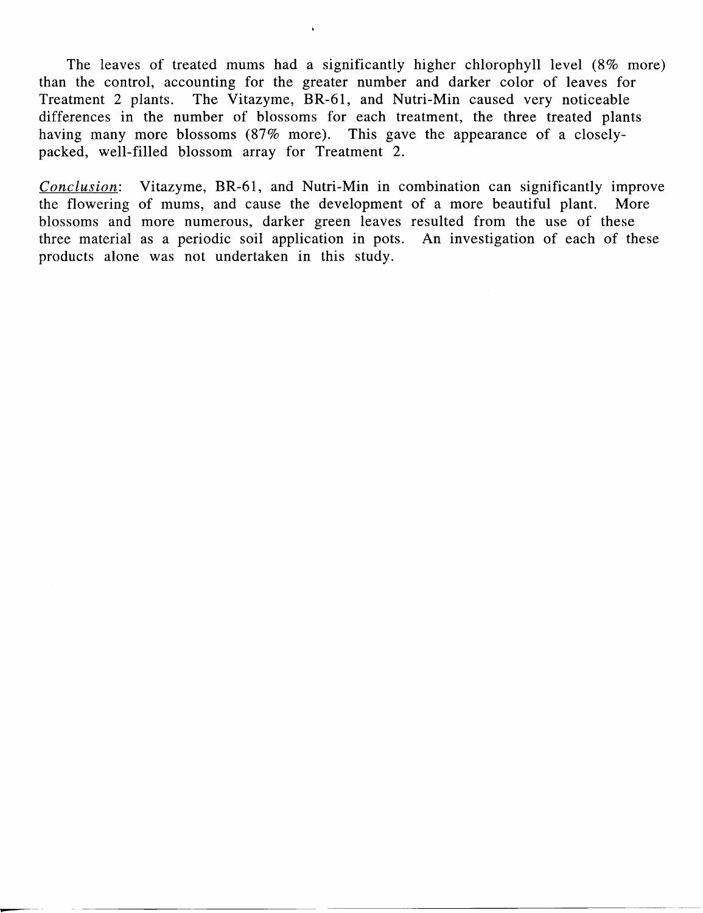The leaves of treated mums had a significantly higher chlorophyll level (8% more) than the control, accounting for the greater number and darker color of leaves for Treatment 2 plants. The Vitazyme, BR-61, and Nutri-Min caused very noticeable differences in the number of blossoms for each treatment, the three treated plants having many more blossoms (87% more). This gave the appearance of a closely-packed, well-filled blossom array for Treatment 2.

*Conclusion*: Vitazyme, BR-61, and Nutri-Min in combination can significantly improve the flowering of mums, and cause the development of a more beautiful plant. More blossoms and more numerous, darker green leaves resulted from the use of these three material as a periodic soil application in pots. An investigation of each of these products alone was not undertaken in this study.